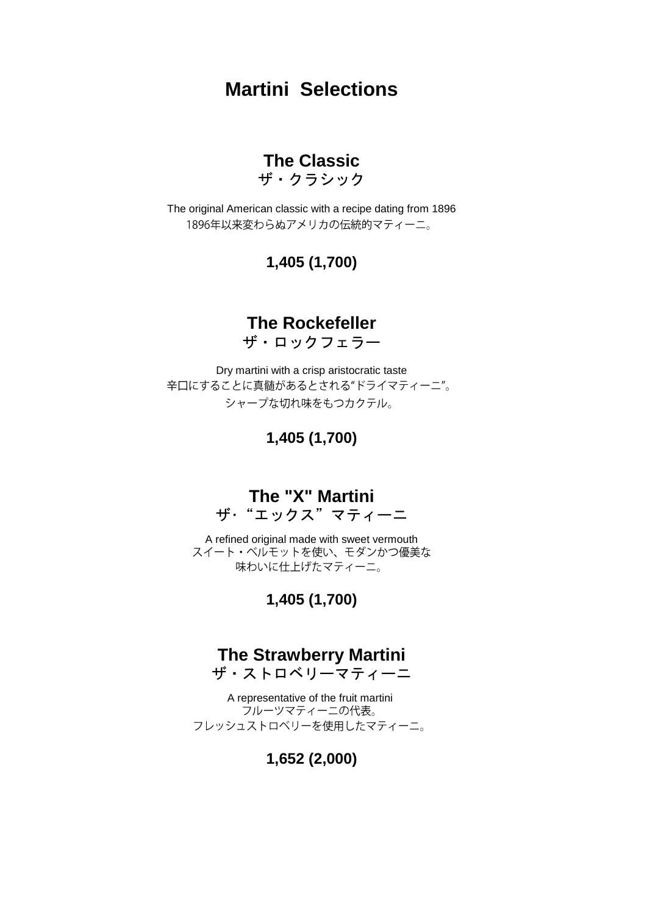# Martini  Selections

## The Classic
ザ・クラシック

The original American classic with a recipe dating from 1896
1896年以来変わらぬアメリカの伝統的マティーニ。

**1,405 (1,700)**

## The Rockefeller
ザ・ロックフェラー

Dry martini with a crisp aristocratic taste
辛口にすることに真髄があるとされる"ドライマティーニ"。
シャープな切れ味をもつカクテル。

**1,405 (1,700)**

## The "X" Martini
ザ・"エックス"マティーニ

A refined original made with sweet vermouth
スイート・ベルモットを使い、モダンかつ優美な
味わいに仕上げたマティーニ。

**1,405 (1,700)**

## The Strawberry Martini
ザ・ストロベリーマティーニ

A representative of the fruit martini
フルーツマティーニの代表。
フレッシュストロベリーを使用したマティーニ。

**1,652 (2,000)**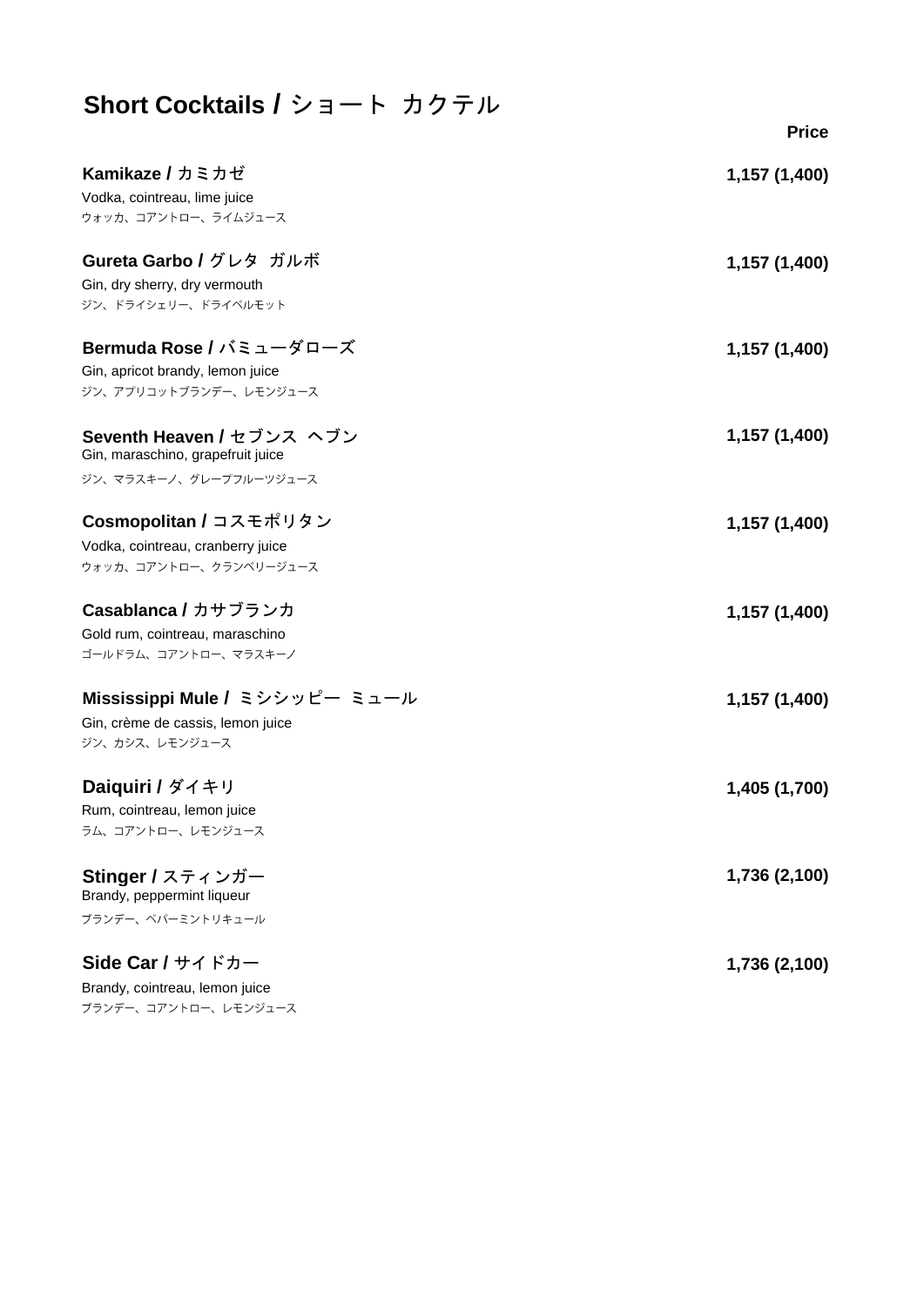# Short Cocktails / ショート カクテル

**Price**

**Kamikaze / カミカゼ** **1,157 (1,400)**
Vodka, cointreau, lime juice
ウォッカ、コアントロー、ライムジュース

**Gureta Garbo / グレタ ガルボ** **1,157 (1,400)**
Gin, dry sherry, dry vermouth
ジン、ドライシェリー、ドライベルモット

**Bermuda Rose / バミューダローズ** **1,157 (1,400)**
Gin, apricot brandy, lemon juice
ジン、アプリコットブランデー、レモンジュース

**Seventh Heaven / セブンス ヘブン** **1,157 (1,400)**
Gin, maraschino, grapefruit juice
ジン、マラスキーノ、グレープフルーツジュース

**Cosmopolitan / コスモポリタン** **1,157 (1,400)**
Vodka, cointreau, cranberry juice
ウォッカ、コアントロー、クランベリージュース

**Casablanca / カサブランカ** **1,157 (1,400)**
Gold rum, cointreau, maraschino
ゴールドラム、コアントロー、マラスキーノ

**Mississippi Mule / ミシシッピー ミュール** **1,157 (1,400)**
Gin, crème de cassis, lemon juice
ジン、カシス、レモンジュース

**Daiquiri / ダイキリ** **1,405 (1,700)**
Rum, cointreau, lemon juice
ラム、コアントロー、レモンジュース

**Stinger / スティンガー** **1,736 (2,100)**
Brandy, peppermint liqueur
ブランデー、ペパーミントリキュール

**Side Car / サイドカー** **1,736 (2,100)**
Brandy, cointreau, lemon juice
ブランデー、コアントロー、レモンジュース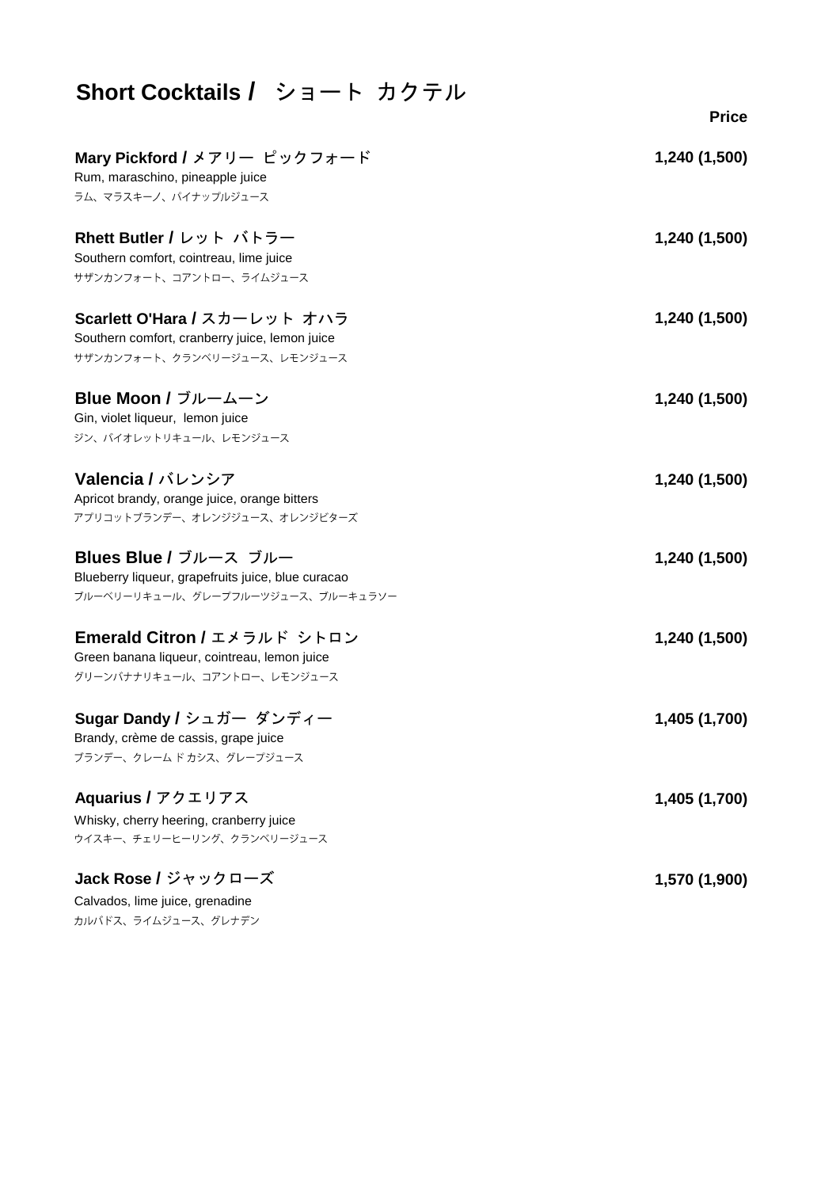# Short Cocktails / ショート カクテル

**Price**

**Mary Pickford / メアリー ピックフォード** — **1,240 (1,500)**
Rum, maraschino, pineapple juice
ラム、マラスキーノ、パイナップルジュース

**Rhett Butler / レット バトラー** — **1,240 (1,500)**
Southern comfort, cointreau, lime juice
サザンカンフォート、コアントロー、ライムジュース

**Scarlett O'Hara / スカーレット オハラ** — **1,240 (1,500)**
Southern comfort, cranberry juice, lemon juice
サザンカンフォート、クランベリージュース、レモンジュース

**Blue Moon / ブルームーン** — **1,240 (1,500)**
Gin, violet liqueur, lemon juice
ジン、バイオレットリキュール、レモンジュース

**Valencia / バレンシア** — **1,240 (1,500)**
Apricot brandy, orange juice, orange bitters
アプリコットブランデー、オレンジジュース、オレンジビターズ

**Blues Blue / ブルース ブルー** — **1,240 (1,500)**
Blueberry liqueur, grapefruits juice, blue curacao
ブルーベリーリキュール、グレープフルーツジュース、ブルーキュラソー

**Emerald Citron / エメラルド シトロン** — **1,240 (1,500)**
Green banana liqueur, cointreau, lemon juice
グリーンバナナリキュール、コアントロー、レモンジュース

**Sugar Dandy / シュガー ダンディー** — **1,405 (1,700)**
Brandy, crème de cassis, grape juice
ブランデー、クレーム ド カシス、グレープジュース

**Aquarius / アクエリアス** — **1,405 (1,700)**
Whisky, cherry heering, cranberry juice
ウイスキー、チェリーヒーリング、クランベリージュース

**Jack Rose / ジャックローズ** — **1,570 (1,900)**
Calvados, lime juice, grenadine
カルバドス、ライムジュース、グレナデン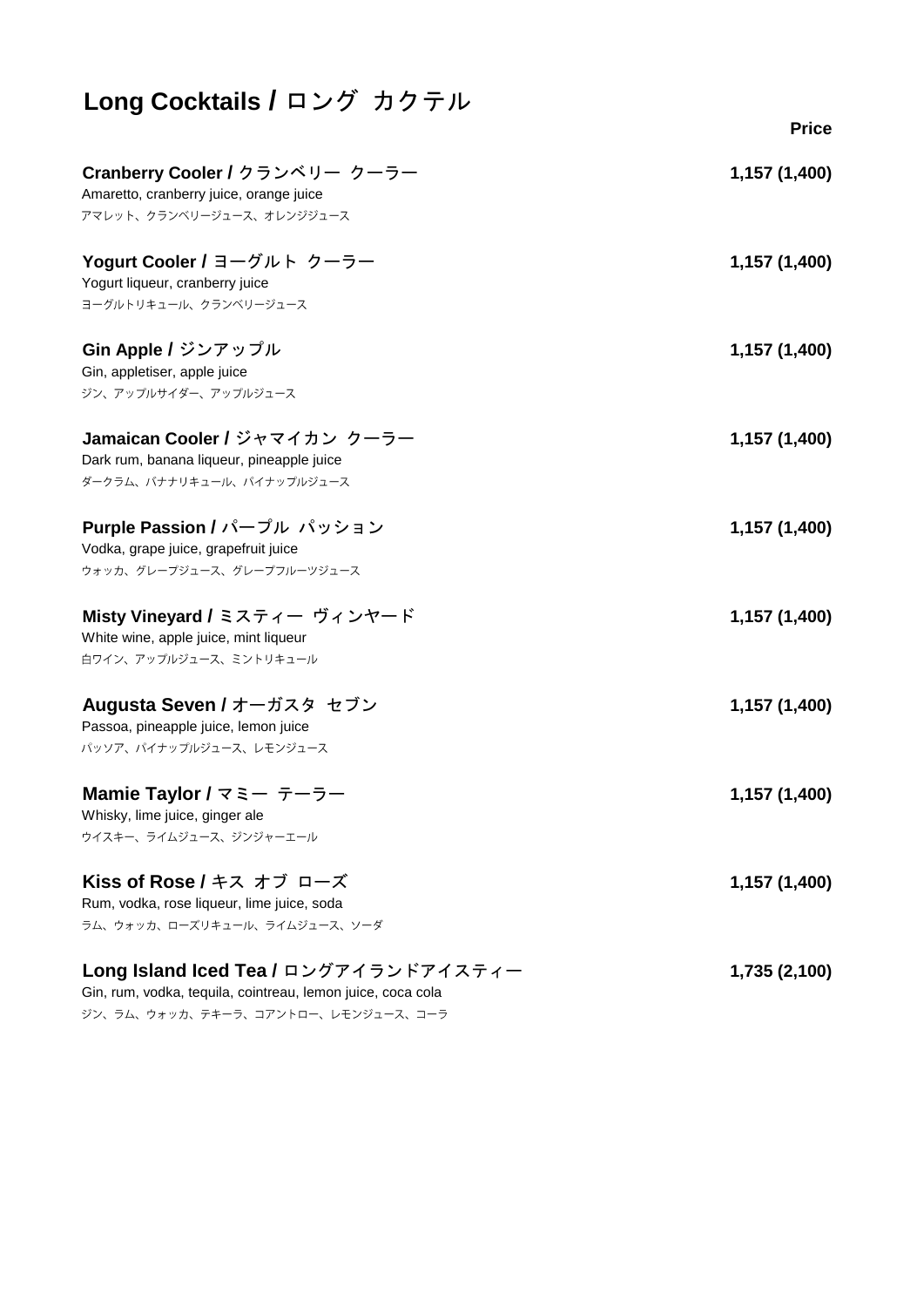# Long Cocktails / ロング カクテル

**Price**

**Cranberry Cooler / クランベリー クーラー** — **1,157 (1,400)**
Amaretto, cranberry juice, orange juice
アマレット、クランベリージュース、オレンジジュース

**Yogurt Cooler / ヨーグルト クーラー** — **1,157 (1,400)**
Yogurt liqueur, cranberry juice
ヨーグルトリキュール、クランベリージュース

**Gin Apple / ジンアップル** — **1,157 (1,400)**
Gin, appletiser, apple juice
ジン、アップルサイダー、アップルジュース

**Jamaican Cooler / ジャマイカン クーラー** — **1,157 (1,400)**
Dark rum, banana liqueur, pineapple juice
ダークラム、バナナリキュール、パイナップルジュース

**Purple Passion / パープル パッション** — **1,157 (1,400)**
Vodka, grape juice, grapefruit juice
ウォッカ、グレープジュース、グレープフルーツジュース

**Misty Vineyard / ミスティー ヴィンヤード** — **1,157 (1,400)**
White wine, apple juice, mint liqueur
白ワイン、アップルジュース、ミントリキュール

**Augusta Seven / オーガスタ セブン** — **1,157 (1,400)**
Passoa, pineapple juice, lemon juice
パッソア、パイナップルジュース、レモンジュース

**Mamie Taylor / マミー テーラー** — **1,157 (1,400)**
Whisky, lime juice, ginger ale
ウイスキー、ライムジュース、ジンジャーエール

**Kiss of Rose / キス オブ ローズ** — **1,157 (1,400)**
Rum, vodka, rose liqueur, lime juice, soda
ラム、ウォッカ、ローズリキュール、ライムジュース、ソーダ

**Long Island Iced Tea / ロングアイランドアイスティー** — **1,735 (2,100)**
Gin, rum, vodka, tequila, cointreau, lemon juice, coca cola
ジン、ラム、ウォッカ、テキーラ、コアントロー、レモンジュース、コーラ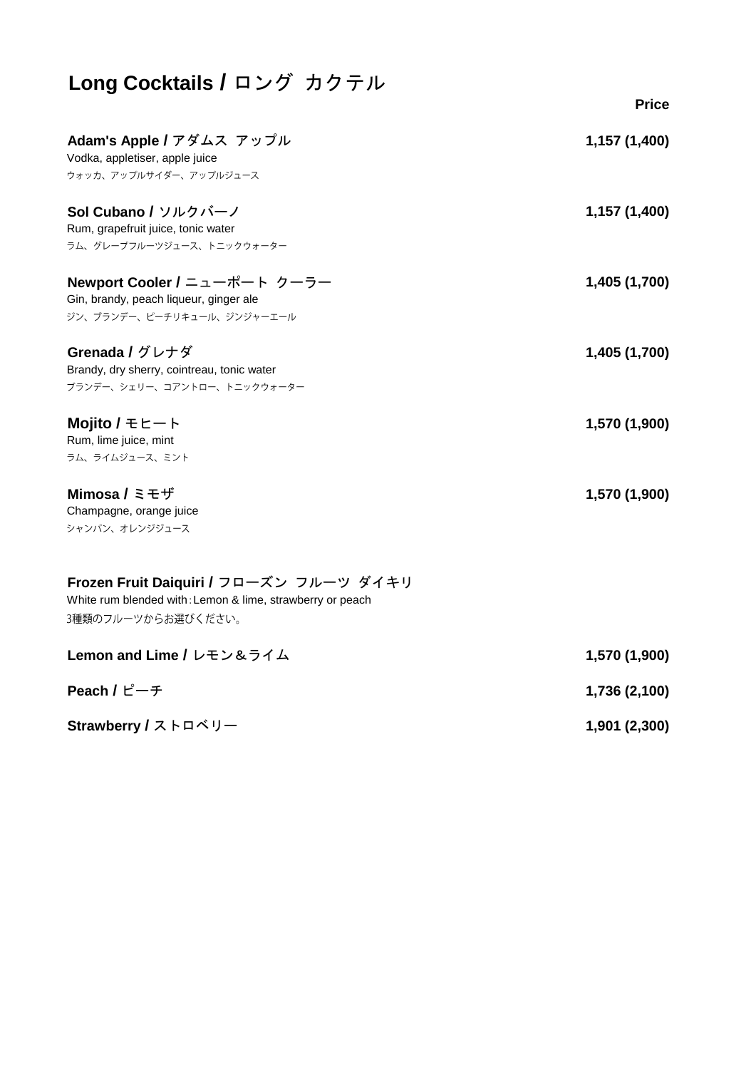# Long Cocktails / ロング カクテル

**Price**

**Adam's Apple / アダムス アップル** — **1,157 (1,400)**
Vodka, appletiser, apple juice
ウォッカ、アップルサイダー、アップルジュース

**Sol Cubano / ソルクバーノ** — **1,157 (1,400)**
Rum, grapefruit juice, tonic water
ラム、グレープフルーツジュース、トニックウォーター

**Newport Cooler / ニューポート クーラー** — **1,405 (1,700)**
Gin, brandy, peach liqueur, ginger ale
ジン、ブランデー、ピーチリキュール、ジンジャーエール

**Grenada / グレナダ** — **1,405 (1,700)**
Brandy, dry sherry, cointreau, tonic water
ブランデー、シェリー、コアントロー、トニックウォーター

**Mojito / モヒート** — **1,570 (1,900)**
Rum, lime juice, mint
ラム、ライムジュース、ミント

**Mimosa / ミモザ** — **1,570 (1,900)**
Champagne, orange juice
シャンパン、オレンジジュース

**Frozen Fruit Daiquiri / フローズン フルーツ ダイキリ**
White rum blended with：Lemon & lime, strawberry or peach
3種類のフルーツからお選びください。

**Lemon and Lime / レモン＆ライム** — **1,570 (1,900)**

**Peach / ピーチ** — **1,736 (2,100)**

**Strawberry / ストロベリー** — **1,901 (2,300)**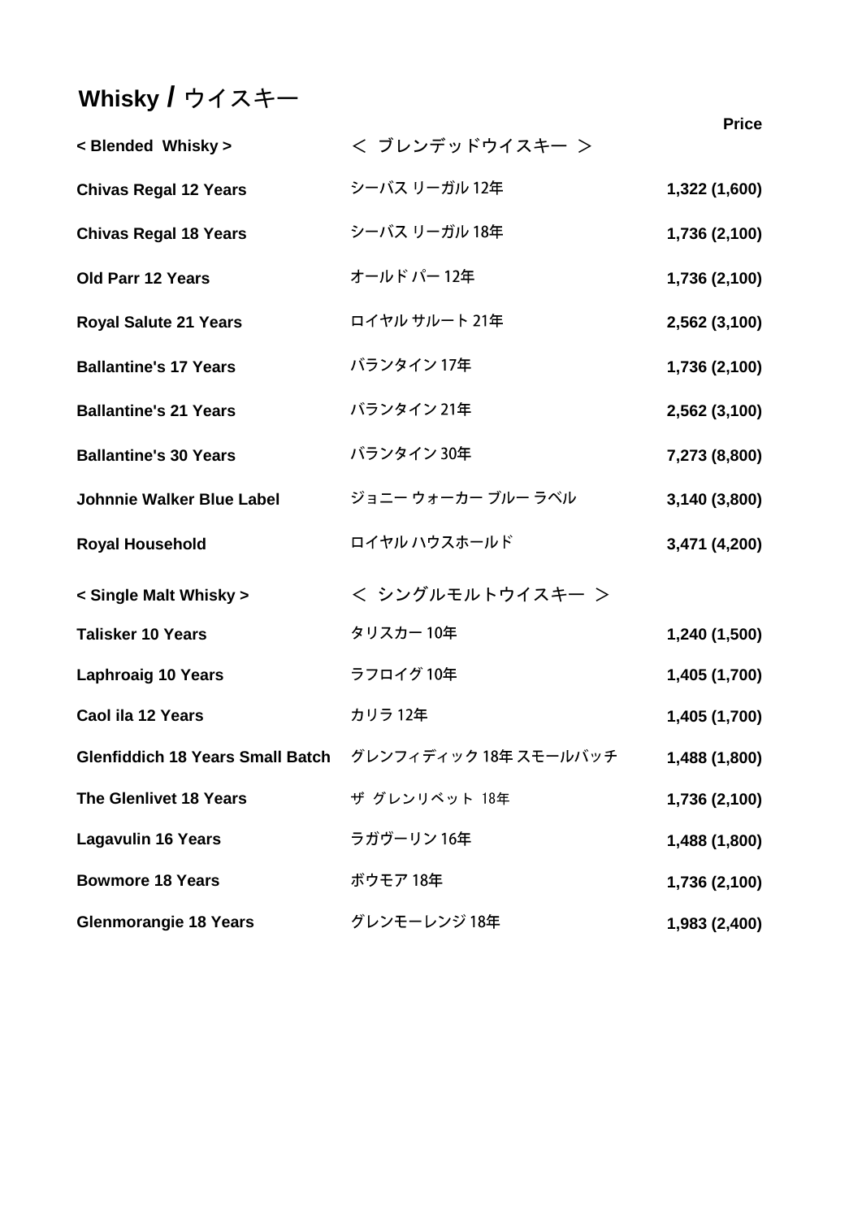# Whisky / ウイスキー

| < Blended Whisky > | ＜ ブレンデッドウイスキー ＞ | Price |
|---|---|---|
| **Chivas Regal 12 Years** | シーバス リーガル 12年 | **1,322 (1,600)** |
| **Chivas Regal 18 Years** | シーバス リーガル 18年 | **1,736 (2,100)** |
| **Old Parr 12 Years** | オールド パー 12年 | **1,736 (2,100)** |
| **Royal Salute 21 Years** | ロイヤル サルート 21年 | **2,562 (3,100)** |
| **Ballantine's 17 Years** | バランタイン 17年 | **1,736 (2,100)** |
| **Ballantine's 21 Years** | バランタイン 21年 | **2,562 (3,100)** |
| **Ballantine's 30 Years** | バランタイン 30年 | **7,273 (8,800)** |
| **Johnnie Walker Blue Label** | ジョニー ウォーカー ブルー ラベル | **3,140 (3,800)** |
| **Royal Household** | ロイヤル ハウスホールド | **3,471 (4,200)** |
| **< Single Malt Whisky >** | ＜ シングルモルトウイスキー ＞ | |
| **Talisker 10 Years** | タリスカー 10年 | **1,240 (1,500)** |
| **Laphroaig 10 Years** | ラフロイグ 10年 | **1,405 (1,700)** |
| **Caol ila 12 Years** | カリラ 12年 | **1,405 (1,700)** |
| **Glenfiddich 18 Years Small Batch** | グレンフィディック 18年 スモールバッチ | **1,488 (1,800)** |
| **The Glenlivet 18 Years** | ザ グレンリベット 18年 | **1,736 (2,100)** |
| **Lagavulin 16 Years** | ラガヴーリン 16年 | **1,488 (1,800)** |
| **Bowmore 18 Years** | ボウモア 18年 | **1,736 (2,100)** |
| **Glenmorangie 18 Years** | グレンモーレンジ 18年 | **1,983 (2,400)** |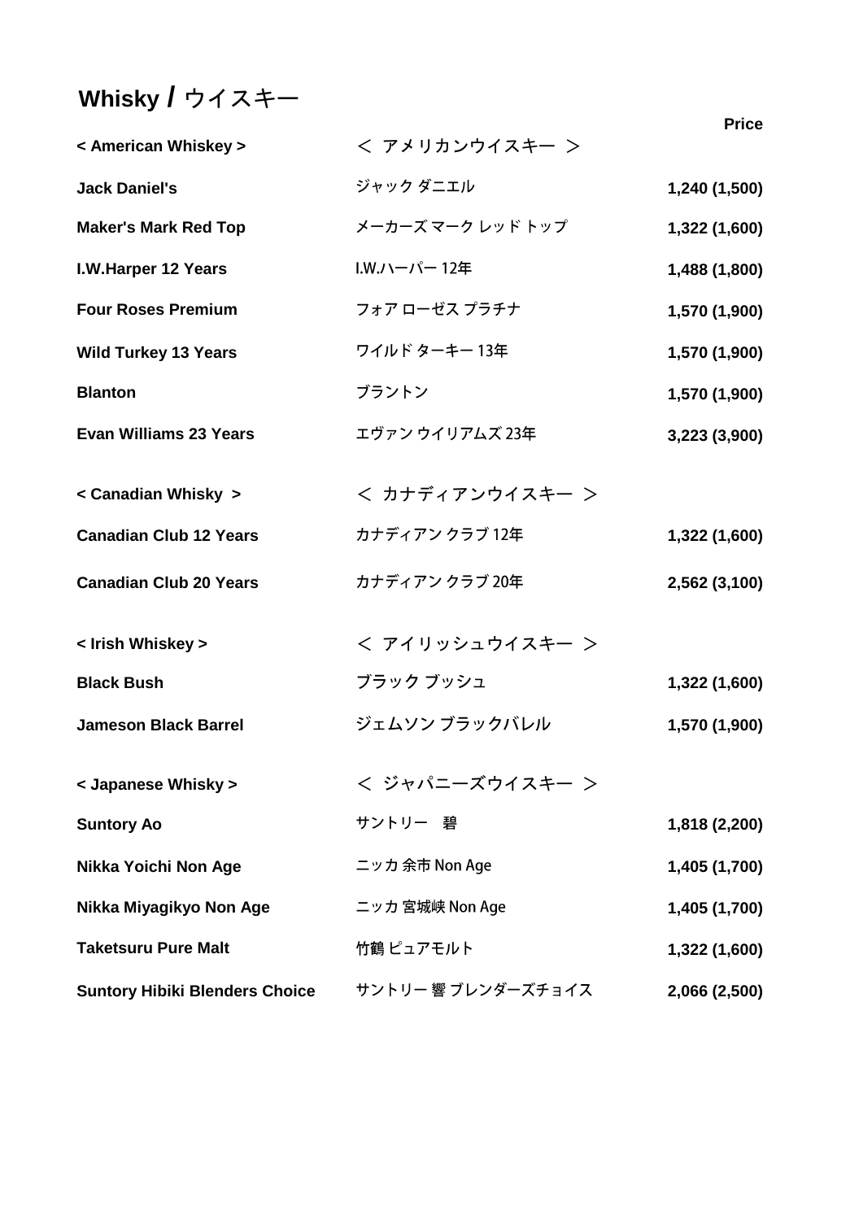# Whisky / ウイスキー

| | | Price |
|---|---|---|
| **< American Whiskey >** | ＜ アメリカンウイスキー ＞ | |
| **Jack Daniel's** | ジャック ダニエル | **1,240 (1,500)** |
| **Maker's Mark Red Top** | メーカーズ マーク レッド トップ | **1,322 (1,600)** |
| **I.W.Harper 12 Years** | I.W.ハーパー 12年 | **1,488 (1,800)** |
| **Four Roses Premium** | フォア ローゼス プラチナ | **1,570 (1,900)** |
| **Wild Turkey 13 Years** | ワイルド ターキー 13年 | **1,570 (1,900)** |
| **Blanton** | ブラントン | **1,570 (1,900)** |
| **Evan Williams 23 Years** | エヴァン ウイリアムズ 23年 | **3,223 (3,900)** |
| **< Canadian Whisky >** | ＜ カナディアンウイスキー ＞ | |
| **Canadian Club 12 Years** | カナディアン クラブ 12年 | **1,322 (1,600)** |
| **Canadian Club 20 Years** | カナディアン クラブ 20年 | **2,562 (3,100)** |
| **< Irish Whiskey >** | ＜ アイリッシュウイスキー ＞ | |
| **Black Bush** | ブラック ブッシュ | **1,322 (1,600)** |
| **Jameson Black Barrel** | ジェムソン ブラックバレル | **1,570 (1,900)** |
| **< Japanese Whisky >** | ＜ ジャパニーズウイスキー ＞ | |
| **Suntory Ao** | サントリー　碧 | **1,818 (2,200)** |
| **Nikka Yoichi Non Age** | ニッカ 余市 Non Age | **1,405 (1,700)** |
| **Nikka Miyagikyo Non Age** | ニッカ 宮城峡 Non Age | **1,405 (1,700)** |
| **Taketsuru Pure Malt** | 竹鶴 ピュアモルト | **1,322 (1,600)** |
| **Suntory Hibiki Blenders Choice** | サントリー 響 ブレンダーズチョイス | **2,066 (2,500)** |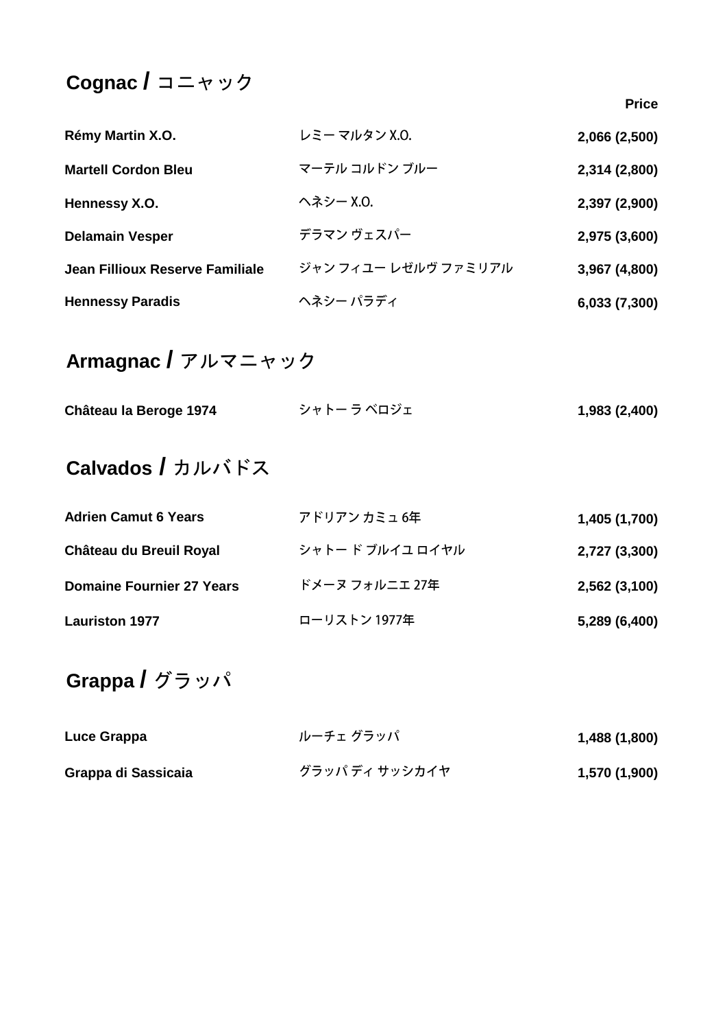## Cognac / コニャック

| | | Price |
|---|---|---|
| **Rémy Martin X.O.** | レミー マルタン X.O. | **2,066 (2,500)** |
| **Martell Cordon Bleu** | マーテル コルドン ブルー | **2,314 (2,800)** |
| **Hennessy X.O.** | ヘネシー X.O. | **2,397 (2,900)** |
| **Delamain Vesper** | デラマン ヴェスパー | **2,975 (3,600)** |
| **Jean Fillioux Reserve Familiale** | ジャン フィユー レゼルヴ ファミリアル | **3,967 (4,800)** |
| **Hennessy Paradis** | ヘネシー パラディ | **6,033 (7,300)** |

## Armagnac / アルマニャック

| | | |
|---|---|---|
| **Château la Beroge 1974** | シャトー ラ ベロジェ | **1,983 (2,400)** |

## Calvados / カルバドス

| | | |
|---|---|---|
| **Adrien Camut 6 Years** | アドリアン カミュ 6年 | **1,405 (1,700)** |
| **Château du Breuil Royal** | シャトー ド ブルイユ ロイヤル | **2,727 (3,300)** |
| **Domaine Fournier 27 Years** | ドメーヌ フォルニエ 27年 | **2,562 (3,100)** |
| **Lauriston 1977** | ローリストン 1977年 | **5,289 (6,400)** |

## Grappa / グラッパ

| | | |
|---|---|---|
| **Luce Grappa** | ルーチェ グラッパ | **1,488 (1,800)** |
| **Grappa di Sassicaia** | グラッパ ディ サッシカイヤ | **1,570 (1,900)** |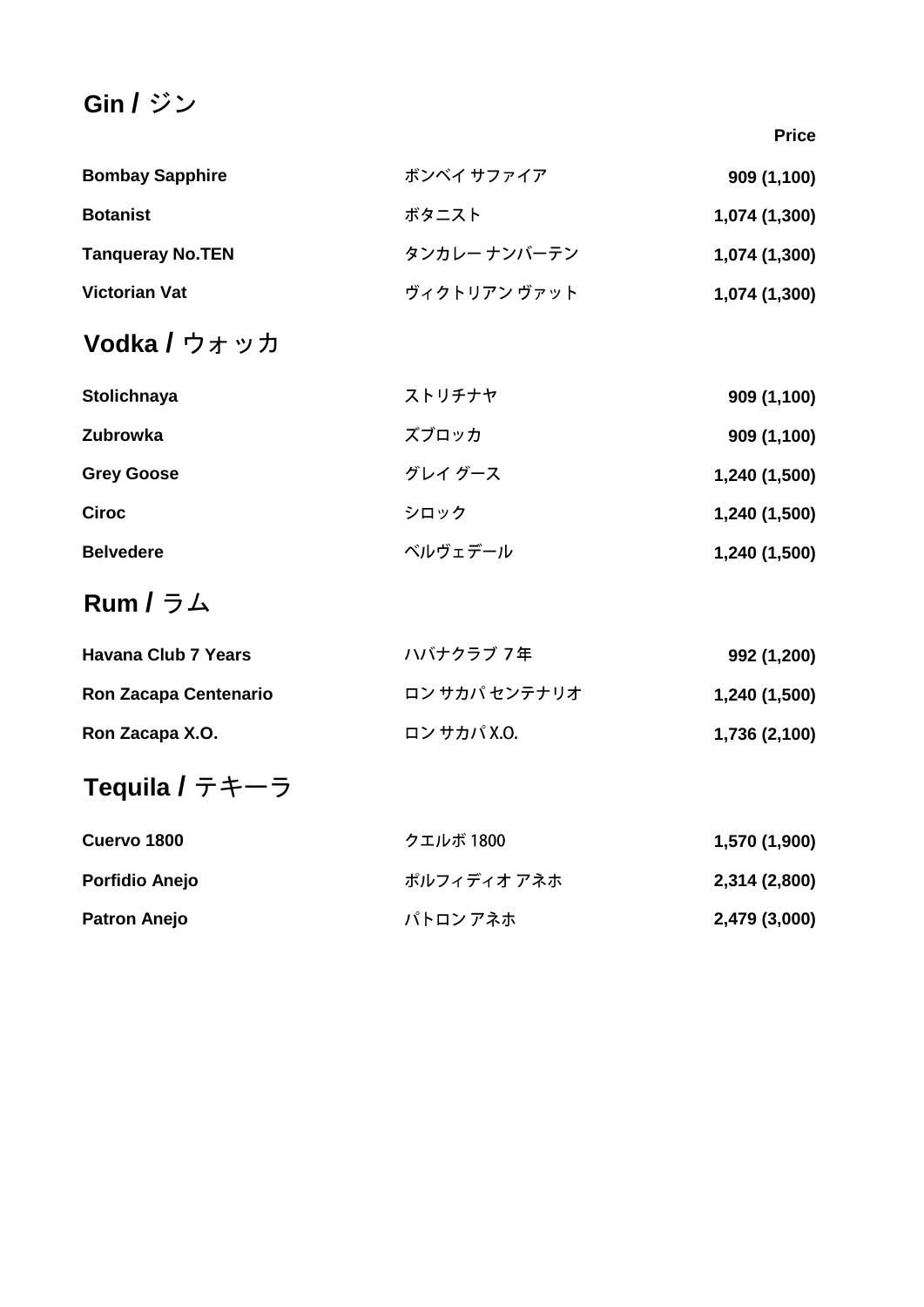## Gin / ジン

| | | Price |
|---|---|---|
| **Bombay Sapphire** | ボンベイ サファイア | **909 (1,100)** |
| **Botanist** | ボタニスト | **1,074 (1,300)** |
| **Tanqueray No.TEN** | タンカレー ナンバーテン | **1,074 (1,300)** |
| **Victorian Vat** | ヴィクトリアン ヴァット | **1,074 (1,300)** |

## Vodka / ウォッカ

| | | |
|---|---|---|
| **Stolichnaya** | ストリチナヤ | **909 (1,100)** |
| **Zubrowka** | ズブロッカ | **909 (1,100)** |
| **Grey Goose** | グレイ グース | **1,240 (1,500)** |
| **Ciroc** | シロック | **1,240 (1,500)** |
| **Belvedere** | ベルヴェデール | **1,240 (1,500)** |

## Rum / ラム

| | | |
|---|---|---|
| **Havana Club 7 Years** | ハバナクラブ 7年 | **992 (1,200)** |
| **Ron Zacapa Centenario** | ロン サカパ センテナリオ | **1,240 (1,500)** |
| **Ron Zacapa X.O.** | ロン サカパ X.O. | **1,736 (2,100)** |

## Tequila / テキーラ

| | | |
|---|---|---|
| **Cuervo 1800** | クエルボ 1800 | **1,570 (1,900)** |
| **Porfidio Anejo** | ポルフィディオ アネホ | **2,314 (2,800)** |
| **Patron Anejo** | パトロン アネホ | **2,479 (3,000)** |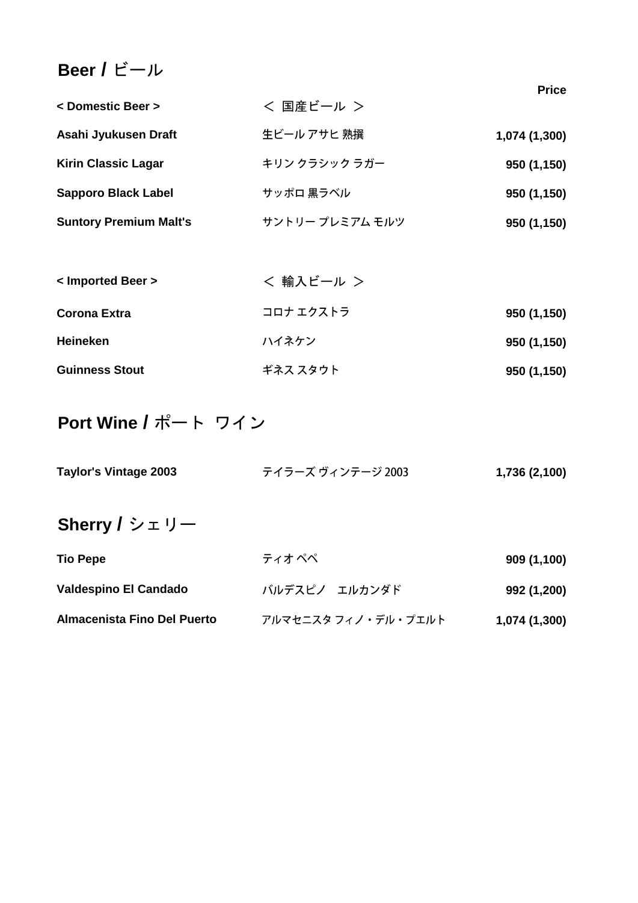# Beer / ビール

| | | Price |
|---|---|---|
| **< Domestic Beer >** | ＜ 国産ビール ＞ | |
| **Asahi Jyukusen Draft** | 生ビール アサヒ 熟撰 | **1,074 (1,300)** |
| **Kirin Classic Lagar** | キリン クラシック ラガー | **950 (1,150)** |
| **Sapporo Black Label** | サッポロ 黒ラベル | **950 (1,150)** |
| **Suntory Premium Malt's** | サントリー プレミアム モルツ | **950 (1,150)** |
| | | |
| **< Imported Beer >** | ＜ 輸入ビール ＞ | |
| **Corona Extra** | コロナ エクストラ | **950 (1,150)** |
| **Heineken** | ハイネケン | **950 (1,150)** |
| **Guinness Stout** | ギネス スタウト | **950 (1,150)** |

# Port Wine / ポート ワイン

| | | |
|---|---|---|
| **Taylor's Vintage 2003** | テイラーズ ヴィンテージ 2003 | **1,736 (2,100)** |

# Sherry / シェリー

| | | |
|---|---|---|
| **Tio Pepe** | ティオ ペペ | **909 (1,100)** |
| **Valdespino El Candado** | バルデスピノ　エルカンダド | **992 (1,200)** |
| **Almacenista Fino Del Puerto** | アルマセニスタ フィノ・デル・プエルト | **1,074 (1,300)** |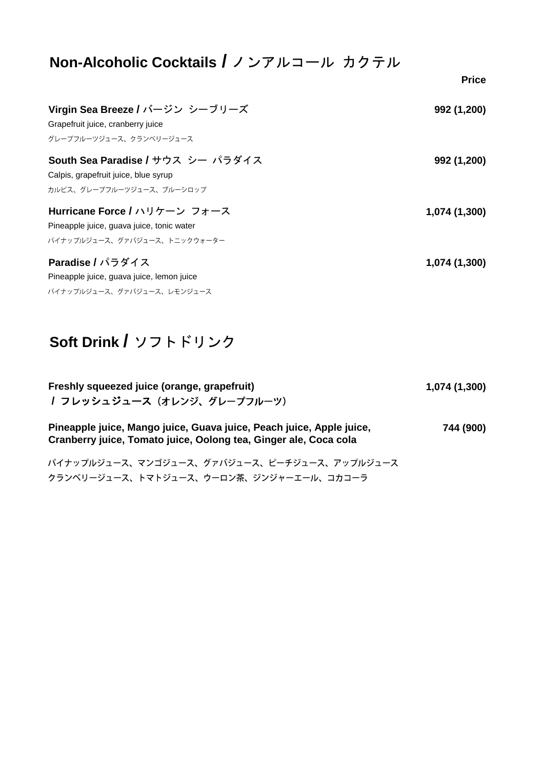# Non-Alcoholic Cocktails / ノンアルコール カクテル

**Price**

**Virgin Sea Breeze / バージン シーブリーズ** **992 (1,200)**
Grapefruit juice, cranberry juice
グレープフルーツジュース、クランベリージュース

**South Sea Paradise / サウス シー パラダイス** **992 (1,200)**
Calpis, grapefruit juice, blue syrup
カルピス、グレープフルーツジュース、ブルーシロップ

**Hurricane Force / ハリケーン フォース** **1,074 (1,300)**
Pineapple juice, guava juice, tonic water
パイナップルジュース、グァバジュース、トニックウォーター

**Paradise / パラダイス** **1,074 (1,300)**
Pineapple juice, guava juice, lemon juice
パイナップルジュース、グァバジュース、レモンジュース

# Soft Drink / ソフトドリンク

**Freshly squeezed juice (orange, grapefruit) / フレッシュジュース（オレンジ、グレープフルーツ）** **1,074 (1,300)**

**Pineapple juice, Mango juice, Guava juice, Peach juice, Apple juice, Cranberry juice, Tomato juice, Oolong tea, Ginger ale, Coca cola** **744 (900)**

パイナップルジュース、マンゴジュース、グァバジュース、ピーチジュース、アップルジュース
クランベリージュース、トマトジュース、ウーロン茶、ジンジャーエール、コカコーラ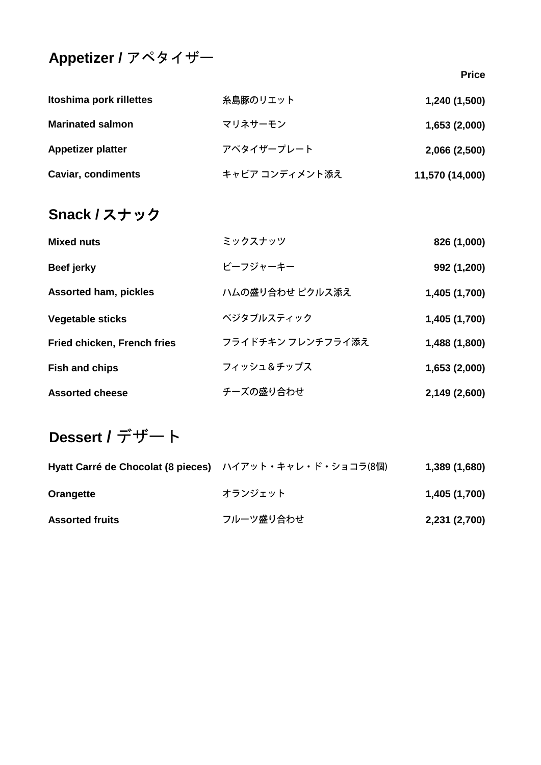## Appetizer / アペタイザー

| | | Price |
|---|---|---|
| **Itoshima pork rillettes** | 糸島豚のリエット | **1,240 (1,500)** |
| **Marinated salmon** | マリネサーモン | **1,653 (2,000)** |
| **Appetizer platter** | アペタイザープレート | **2,066 (2,500)** |
| **Caviar, condiments** | キャビア コンディメント添え | **11,570 (14,000)** |

## Snack / スナック

| | | |
|---|---|---|
| **Mixed nuts** | ミックスナッツ | **826 (1,000)** |
| **Beef jerky** | ビーフジャーキー | **992 (1,200)** |
| **Assorted ham, pickles** | ハムの盛り合わせ ピクルス添え | **1,405 (1,700)** |
| **Vegetable sticks** | ベジタブルスティック | **1,405 (1,700)** |
| **Fried chicken, French fries** | フライドチキン フレンチフライ添え | **1,488 (1,800)** |
| **Fish and chips** | フィッシュ＆チップス | **1,653 (2,000)** |
| **Assorted cheese** | チーズの盛り合わせ | **2,149 (2,600)** |

## Dessert / デザート

| | | |
|---|---|---|
| **Hyatt Carré de Chocolat (8 pieces)** | ハイアット・キャレ・ド・ショコラ(8個) | **1,389 (1,680)** |
| **Orangette** | オランジェット | **1,405 (1,700)** |
| **Assorted fruits** | フルーツ盛り合わせ | **2,231 (2,700)** |